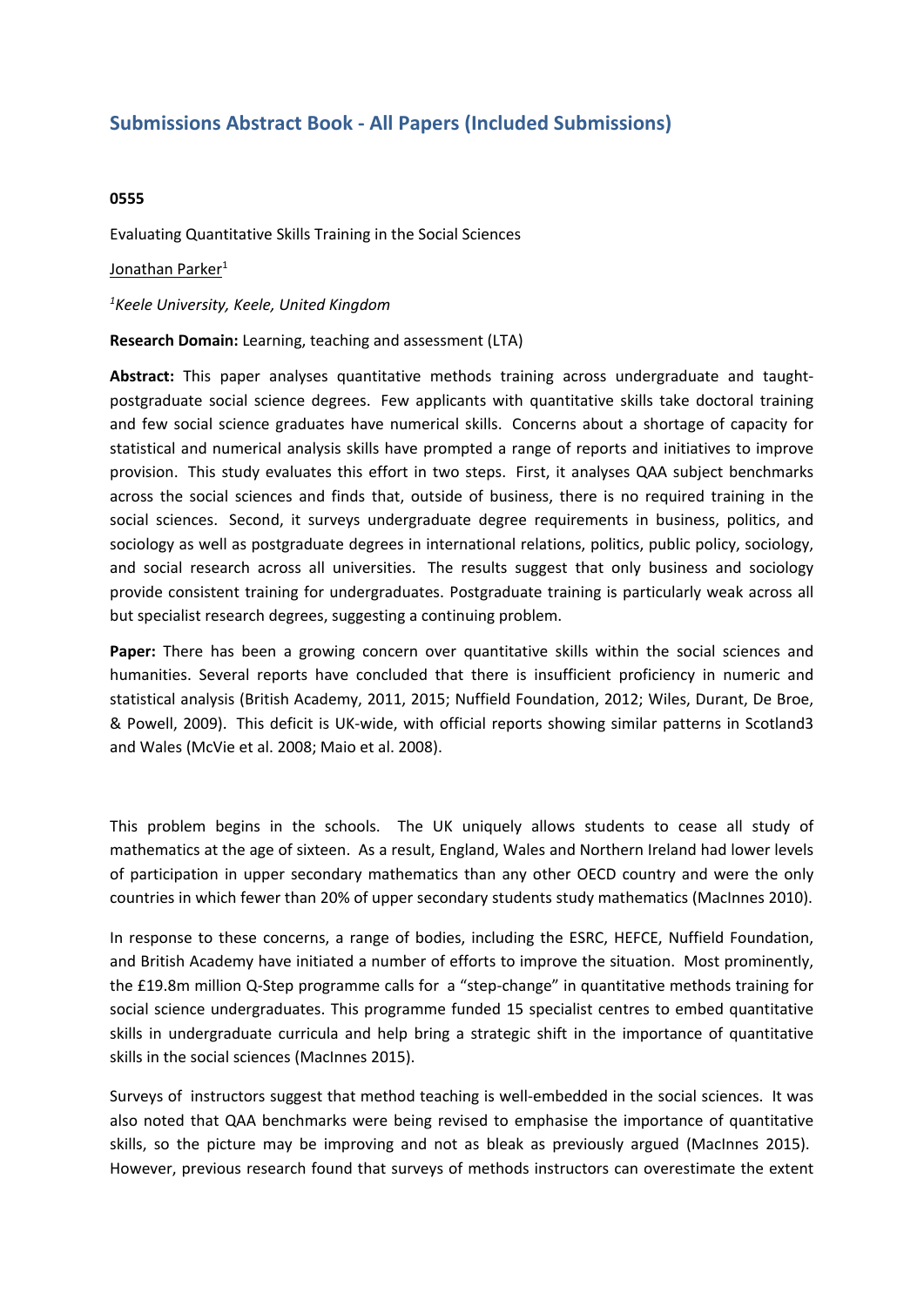## Submissions Abstract Book - All Papers (Included Submissions)

**0555**

Evaluating Quantitative Skills Training in the Social Sciences

Jonathan Parker[1]

*[1]Keele University, Keele, United Kingdom*

**Research Domain:** Learning, teaching and assessment (LTA)

**Abstract:** This paper analyses quantitative methods training across undergraduate and taught-postgraduate social science degrees. Few applicants with quantitative skills take doctoral training and few social science graduates have numerical skills. Concerns about a shortage of capacity for statistical and numerical analysis skills have prompted a range of reports and initiatives to improve provision. This study evaluates this effort in two steps. First, it analyses QAA subject benchmarks across the social sciences and finds that, outside of business, there is no required training in the social sciences. Second, it surveys undergraduate degree requirements in business, politics, and sociology as well as postgraduate degrees in international relations, politics, public policy, sociology, and social research across all universities. The results suggest that only business and sociology provide consistent training for undergraduates. Postgraduate training is particularly weak across all but specialist research degrees, suggesting a continuing problem.

**Paper:** There has been a growing concern over quantitative skills within the social sciences and humanities. Several reports have concluded that there is insufficient proficiency in numeric and statistical analysis (British Academy, 2011, 2015; Nuffield Foundation, 2012; Wiles, Durant, De Broe, & Powell, 2009). This deficit is UK-wide, with official reports showing similar patterns in Scotland3 and Wales (McVie et al. 2008; Maio et al. 2008).

This problem begins in the schools. The UK uniquely allows students to cease all study of mathematics at the age of sixteen. As a result, England, Wales and Northern Ireland had lower levels of participation in upper secondary mathematics than any other OECD country and were the only countries in which fewer than 20% of upper secondary students study mathematics (MacInnes 2010).

In response to these concerns, a range of bodies, including the ESRC, HEFCE, Nuffield Foundation, and British Academy have initiated a number of efforts to improve the situation. Most prominently, the £19.8m million Q-Step programme calls for a "step-change" in quantitative methods training for social science undergraduates. This programme funded 15 specialist centres to embed quantitative skills in undergraduate curricula and help bring a strategic shift in the importance of quantitative skills in the social sciences (MacInnes 2015).

Surveys of instructors suggest that method teaching is well-embedded in the social sciences. It was also noted that QAA benchmarks were being revised to emphasise the importance of quantitative skills, so the picture may be improving and not as bleak as previously argued (MacInnes 2015). However, previous research found that surveys of methods instructors can overestimate the extent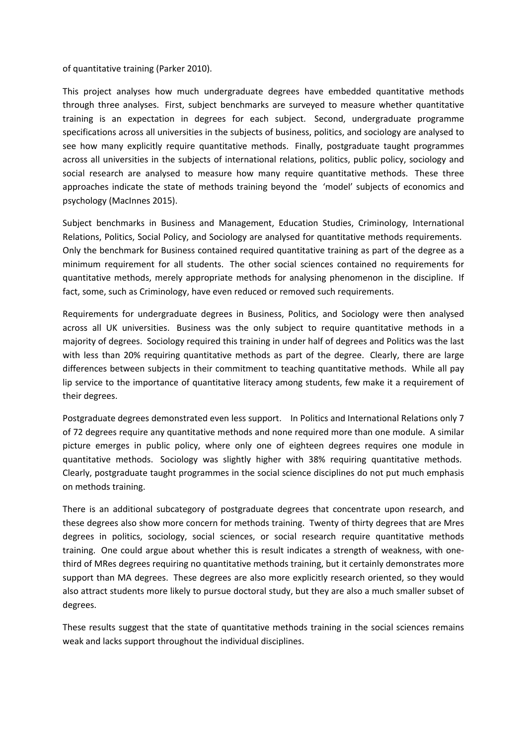of quantitative training (Parker 2010).

This project analyses how much undergraduate degrees have embedded quantitative methods through three analyses. First, subject benchmarks are surveyed to measure whether quantitative training is an expectation in degrees for each subject. Second, undergraduate programme specifications across all universities in the subjects of business, politics, and sociology are analysed to see how many explicitly require quantitative methods. Finally, postgraduate taught programmes across all universities in the subjects of international relations, politics, public policy, sociology and social research are analysed to measure how many require quantitative methods. These three approaches indicate the state of methods training beyond the 'model' subjects of economics and psychology (MacInnes 2015).

Subject benchmarks in Business and Management, Education Studies, Criminology, International Relations, Politics, Social Policy, and Sociology are analysed for quantitative methods requirements. Only the benchmark for Business contained required quantitative training as part of the degree as a minimum requirement for all students. The other social sciences contained no requirements for quantitative methods, merely appropriate methods for analysing phenomenon in the discipline. If fact, some, such as Criminology, have even reduced or removed such requirements.

Requirements for undergraduate degrees in Business, Politics, and Sociology were then analysed across all UK universities. Business was the only subject to require quantitative methods in a majority of degrees. Sociology required this training in under half of degrees and Politics was the last with less than 20% requiring quantitative methods as part of the degree. Clearly, there are large differences between subjects in their commitment to teaching quantitative methods. While all pay lip service to the importance of quantitative literacy among students, few make it a requirement of their degrees.

Postgraduate degrees demonstrated even less support. In Politics and International Relations only 7 of 72 degrees require any quantitative methods and none required more than one module. A similar picture emerges in public policy, where only one of eighteen degrees requires one module in quantitative methods. Sociology was slightly higher with 38% requiring quantitative methods. Clearly, postgraduate taught programmes in the social science disciplines do not put much emphasis on methods training.

There is an additional subcategory of postgraduate degrees that concentrate upon research, and these degrees also show more concern for methods training. Twenty of thirty degrees that are Mres degrees in politics, sociology, social sciences, or social research require quantitative methods training. One could argue about whether this is result indicates a strength of weakness, with one-third of MRes degrees requiring no quantitative methods training, but it certainly demonstrates more support than MA degrees. These degrees are also more explicitly research oriented, so they would also attract students more likely to pursue doctoral study, but they are also a much smaller subset of degrees.

These results suggest that the state of quantitative methods training in the social sciences remains weak and lacks support throughout the individual disciplines.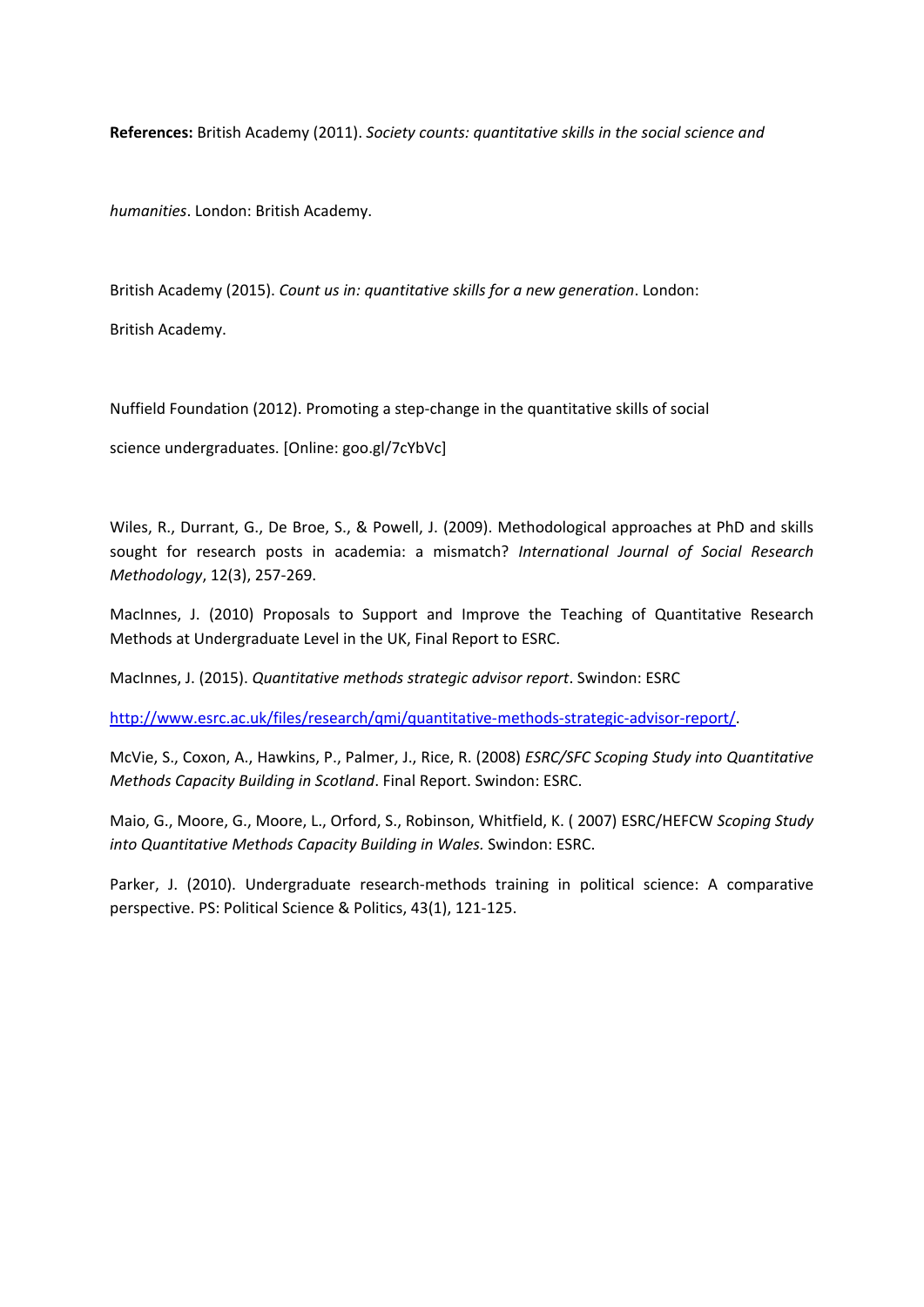**References:** British Academy (2011). *Society counts: quantitative skills in the social science and humanities*. London: British Academy.

British Academy (2015). *Count us in: quantitative skills for a new generation*. London: British Academy.

Nuffield Foundation (2012). Promoting a step-change in the quantitative skills of social science undergraduates. [Online: goo.gl/7cYbVc]

Wiles, R., Durrant, G., De Broe, S., & Powell, J. (2009). Methodological approaches at PhD and skills sought for research posts in academia: a mismatch? *International Journal of Social Research Methodology*, 12(3), 257-269.

MacInnes, J. (2010) Proposals to Support and Improve the Teaching of Quantitative Research Methods at Undergraduate Level in the UK, Final Report to ESRC.

MacInnes, J. (2015). *Quantitative methods strategic advisor report*. Swindon: ESRC http://www.esrc.ac.uk/files/research/qmi/quantitative-methods-strategic-advisor-report/.

McVie, S., Coxon, A., Hawkins, P., Palmer, J., Rice, R. (2008) *ESRC/SFC Scoping Study into Quantitative Methods Capacity Building in Scotland*. Final Report. Swindon: ESRC.

Maio, G., Moore, G., Moore, L., Orford, S., Robinson, Whitfield, K. ( 2007) ESRC/HEFCW *Scoping Study into Quantitative Methods Capacity Building in Wales.* Swindon: ESRC.

Parker, J. (2010). Undergraduate research-methods training in political science: A comparative perspective. PS: Political Science & Politics, 43(1), 121-125.